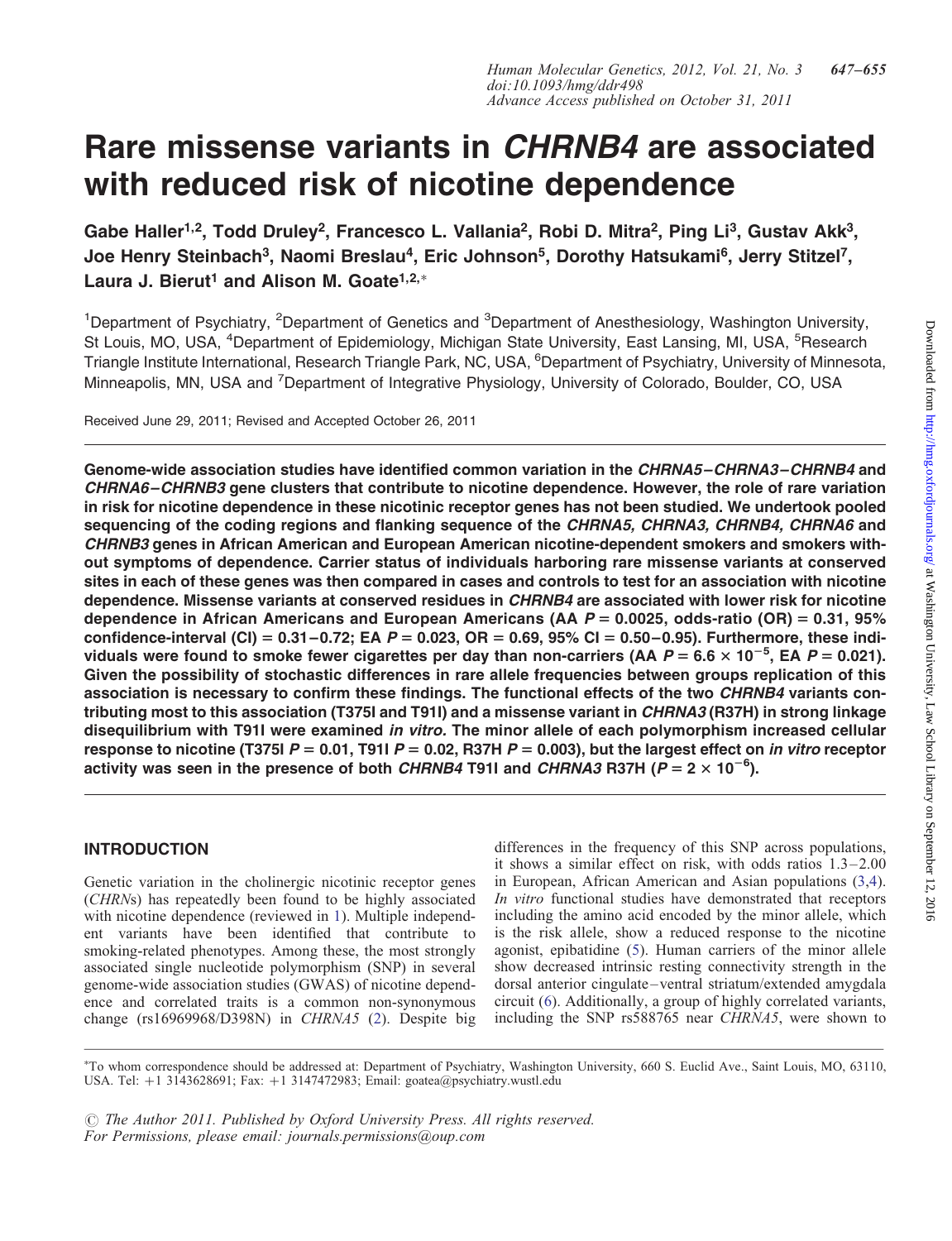// Human Molecular Genetics, 2012, Vol. 21, No. 3 647–655 — omit header

# Rare missense variants in *CHRNB4* are associated with reduced risk of nicotine dependence

**Gabe Haller[1,2], Todd Druley[2], Francesco L. Vallania[2], Robi D. Mitra[2], Ping Li[3], Gustav Akk[3], Joe Henry Steinbach[3], Naomi Breslau[4], Eric Johnson[5], Dorothy Hatsukami[6], Jerry Stitzel[7], Laura J. Bierut[1] and Alison M. Goate[1,2,*]**

[1]Department of Psychiatry, [2]Department of Genetics and [3]Department of Anesthesiology, Washington University, St Louis, MO, USA, [4]Department of Epidemiology, Michigan State University, East Lansing, MI, USA, [5]Research Triangle Institute International, Research Triangle Park, NC, USA, [6]Department of Psychiatry, University of Minnesota, Minneapolis, MN, USA and [7]Department of Integrative Physiology, University of Colorado, Boulder, CO, USA

Received June 29, 2011; Revised and Accepted October 26, 2011

**Genome-wide association studies have identified common variation in the *CHRNA5–CHRNA3–CHRNB4* and *CHRNA6–CHRNB3* gene clusters that contribute to nicotine dependence. However, the role of rare variation in risk for nicotine dependence in these nicotinic receptor genes has not been studied. We undertook pooled sequencing of the coding regions and flanking sequence of the *CHRNA5, CHRNA3, CHRNB4, CHRNA6* and *CHRNB3* genes in African American and European American nicotine-dependent smokers and smokers without symptoms of dependence. Carrier status of individuals harboring rare missense variants at conserved sites in each of these genes was then compared in cases and controls to test for an association with nicotine dependence. Missense variants at conserved residues in *CHRNB4* are associated with lower risk for nicotine dependence in African Americans and European Americans (AA $P = 0.0025$, odds-ratio (OR) = 0.31, 95% confidence-interval (CI) = 0.31–0.72; EA $P = 0.023$, OR = 0.69, 95% CI = 0.50–0.95). Furthermore, these individuals were found to smoke fewer cigarettes per day than non-carriers (AA $P = 6.6 \times 10^{-5}$, EA $P = 0.021$). Given the possibility of stochastic differences in rare allele frequencies between groups replication of this association is necessary to confirm these findings. The functional effects of the two *CHRNB4* variants contributing most to this association (T375I and T91I) and a missense variant in *CHRNA3* (R37H) in strong linkage disequilibrium with T91I were examined *in vitro*. The minor allele of each polymorphism increased cellular response to nicotine (T375I $P = 0.01$, T91I $P = 0.02$, R37H $P = 0.003$), but the largest effect on *in vitro* receptor activity was seen in the presence of both *CHRNB4* T91I and *CHRNA3* R37H ($P = 2 \times 10^{-6}$).**

## INTRODUCTION

Genetic variation in the cholinergic nicotinic receptor genes (*CHRN*s) has repeatedly been found to be highly associated with nicotine dependence (reviewed in 1). Multiple independent variants have been identified that contribute to smoking-related phenotypes. Among these, the most strongly associated single nucleotide polymorphism (SNP) in several genome-wide association studies (GWAS) of nicotine dependence and correlated traits is a common non-synonymous change (rs16969968/D398N) in *CHRNA5* (2). Despite big differences in the frequency of this SNP across populations, it shows a similar effect on risk, with odds ratios 1.3–2.00 in European, African American and Asian populations (3,4). *In vitro* functional studies have demonstrated that receptors including the amino acid encoded by the minor allele, which is the risk allele, show a reduced response to the nicotine agonist, epibatidine (5). Human carriers of the minor allele show decreased intrinsic resting connectivity strength in the dorsal anterior cingulate–ventral striatum/extended amygdala circuit (6). Additionally, a group of highly correlated variants, including the SNP rs588765 near *CHRNA5*, were shown to

*To whom correspondence should be addressed at: Department of Psychiatry, Washington University, 660 S. Euclid Ave., Saint Louis, MO, 63110, USA. Tel: +1 3143628691; Fax: +1 3147472983; Email: goatea@psychiatry.wustl.edu

© The Author 2011. Published by Oxford University Press. All rights reserved.
For Permissions, please email: journals.permissions@oup.com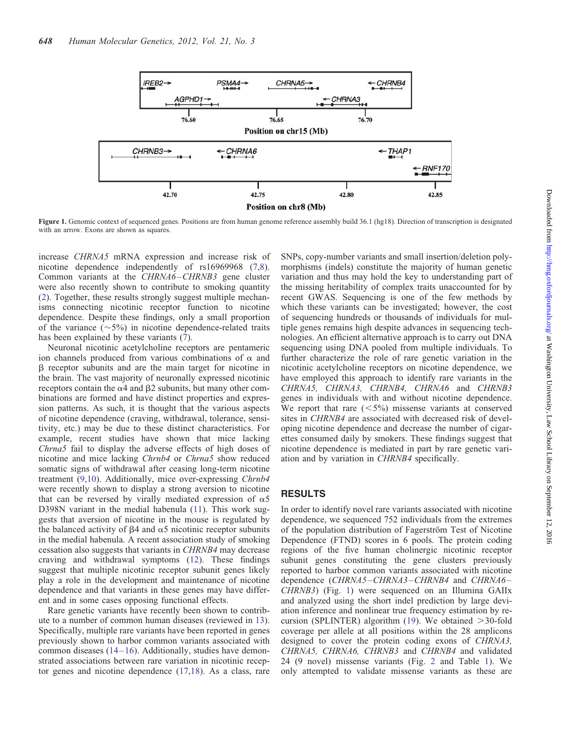Figure 1. Genomic context of sequenced genes. Positions are from human genome reference assembly build 36.1 (hg18). Direction of transcription is designated with an arrow. Exons are shown as squares.

increase *CHRNA5* mRNA expression and increase risk of nicotine dependence independently of rs16969968 (7,8). Common variants at the *CHRNA6–CHRNB3* gene cluster were also recently shown to contribute to smoking quantity (2). Together, these results strongly suggest multiple mechanisms connecting nicotinic receptor function to nicotine dependence. Despite these findings, only a small proportion of the variance (~5%) in nicotine dependence-related traits has been explained by these variants (7).

Neuronal nicotinic acetylcholine receptors are pentameric ion channels produced from various combinations of α and β receptor subunits and are the main target for nicotine in the brain. The vast majority of neuronally expressed nicotinic receptors contain the α4 and β2 subunits, but many other combinations are formed and have distinct properties and expression patterns. As such, it is thought that the various aspects of nicotine dependence (craving, withdrawal, tolerance, sensitivity, etc.) may be due to these distinct characteristics. For example, recent studies have shown that mice lacking *Chrna5* fail to display the adverse effects of high doses of nicotine and mice lacking *Chrnb4* or *Chrna5* show reduced somatic signs of withdrawal after ceasing long-term nicotine treatment (9,10). Additionally, mice over-expressing *Chrnb4* were recently shown to display a strong aversion to nicotine that can be reversed by virally mediated expression of α5 D398N variant in the medial habenula (11). This work suggests that aversion of nicotine in the mouse is regulated by the balanced activity of β4 and α5 nicotinic receptor subunits in the medial habenula. A recent association study of smoking cessation also suggests that variants in *CHRNB4* may decrease craving and withdrawal symptoms (12). These findings suggest that multiple nicotinic receptor subunit genes likely play a role in the development and maintenance of nicotine dependence and that variants in these genes may have different and in some cases opposing functional effects.

Rare genetic variants have recently been shown to contribute to a number of common human diseases (reviewed in 13). Specifically, multiple rare variants have been reported in genes previously shown to harbor common variants associated with common diseases (14–16). Additionally, studies have demonstrated associations between rare variation in nicotinic receptor genes and nicotine dependence (17,18). As a class, rare SNPs, copy-number variants and small insertion/deletion polymorphisms (indels) constitute the majority of human genetic variation and thus may hold the key to understanding part of the missing heritability of complex traits unaccounted for by recent GWAS. Sequencing is one of the few methods by which these variants can be investigated; however, the cost of sequencing hundreds or thousands of individuals for multiple genes remains high despite advances in sequencing technologies. An efficient alternative approach is to carry out DNA sequencing using DNA pooled from multiple individuals. To further characterize the role of rare genetic variation in the nicotinic acetylcholine receptors on nicotine dependence, we have employed this approach to identify rare variants in the *CHRNA5, CHRNA3, CHRNB4, CHRNA6* and *CHRNB3* genes in individuals with and without nicotine dependence. We report that rare (<5%) missense variants at conserved sites in *CHRNB4* are associated with decreased risk of developing nicotine dependence and decrease the number of cigarettes consumed daily by smokers. These findings suggest that nicotine dependence is mediated in part by rare genetic variation and by variation in *CHRNB4* specifically.

## RESULTS

In order to identify novel rare variants associated with nicotine dependence, we sequenced 752 individuals from the extremes of the population distribution of Fagerström Test of Nicotine Dependence (FTND) scores in 6 pools. The protein coding regions of the five human cholinergic nicotinic receptor subunit genes constituting the gene clusters previously reported to harbor common variants associated with nicotine dependence (*CHRNA5–CHRNA3–CHRNB4* and *CHRNA6–CHRNB3*) (Fig. 1) were sequenced on an Illumina GAIIx and analyzed using the short indel prediction by large deviation inference and nonlinear true frequency estimation by recursion (SPLINTER) algorithm (19). We obtained >30-fold coverage per allele at all positions within the 28 amplicons designed to cover the protein coding exons of *CHRNA3, CHRNA5, CHRNA6, CHRNB3* and *CHRNB4* and validated 24 (9 novel) missense variants (Fig. 2 and Table 1). We only attempted to validate missense variants as these are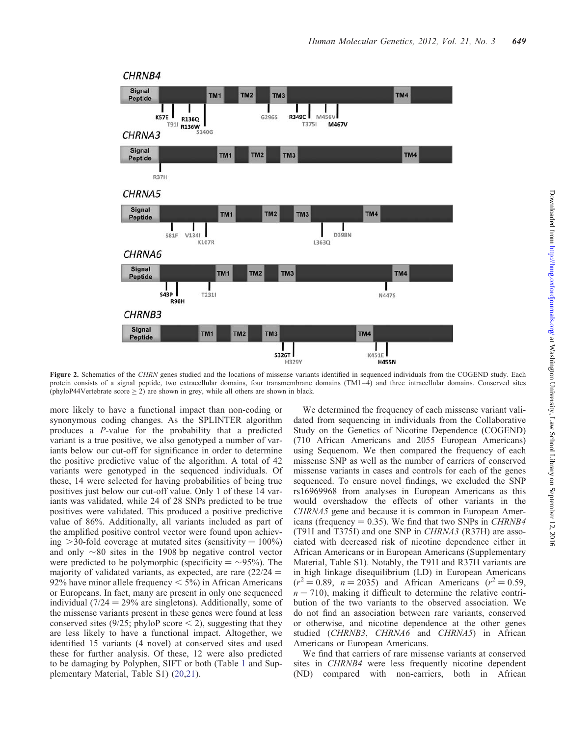Figure 2. Schematics of the *CHRN* genes studied and the locations of missense variants identified in sequenced individuals from the COGEND study. Each protein consists of a signal peptide, two extracellular domains, four transmembrane domains (TM1–4) and three intracellular domains. Conserved sites (phyloP44Vertebrate score ≥ 2) are shown in grey, while all others are shown in black.

more likely to have a functional impact than non-coding or synonymous coding changes. As the SPLINTER algorithm produces a *P*-value for the probability that a predicted variant is a true positive, we also genotyped a number of variants below our cut-off for significance in order to determine the positive predictive value of the algorithm. A total of 42 variants were genotyped in the sequenced individuals. Of these, 14 were selected for having probabilities of being true positives just below our cut-off value. Only 1 of these 14 variants was validated, while 24 of 28 SNPs predicted to be true positives were validated. This produced a positive predictive value of 86%. Additionally, all variants included as part of the amplified positive control vector were found upon achieving >30-fold coverage at mutated sites (sensitivity = 100%) and only ~80 sites in the 1908 bp negative control vector were predicted to be polymorphic (specificity = ~95%). The majority of validated variants, as expected, are rare (22/24 = 92% have minor allele frequency < 5%) in African Americans or Europeans. In fact, many are present in only one sequenced individual (7/24 = 29% are singletons). Additionally, some of the missense variants present in these genes were found at less conserved sites (9/25; phyloP score < 2), suggesting that they are less likely to have a functional impact. Altogether, we identified 15 variants (4 novel) at conserved sites and used these for further analysis. Of these, 12 were also predicted to be damaging by Polyphen, SIFT or both (Table 1 and Supplementary Material, Table S1) (20,21).

We determined the frequency of each missense variant validated from sequencing in individuals from the Collaborative Study on the Genetics of Nicotine Dependence (COGEND) (710 African Americans and 2055 European Americans) using Sequenom. We then compared the frequency of each missense SNP as well as the number of carriers of conserved missense variants in cases and controls for each of the genes sequenced. To ensure novel findings, we excluded the SNP rs16969968 from analyses in European Americans as this would overshadow the effects of other variants in the *CHRNA5* gene and because it is common in European Americans (frequency = 0.35). We find that two SNPs in *CHRNB4* (T91I and T375I) and one SNP in *CHRNA3* (R37H) are associated with decreased risk of nicotine dependence either in African Americans or in European Americans (Supplementary Material, Table S1). Notably, the T91I and R37H variants are in high linkage disequilibrium (LD) in European Americans ($r^2 = 0.89$, $n = 2035$) and African Americans ($r^2 = 0.59$, $n = 710$), making it difficult to determine the relative contribution of the two variants to the observed association. We do not find an association between rare variants, conserved or otherwise, and nicotine dependence at the other genes studied (*CHRNB3*, *CHRNA6* and *CHRNA5*) in African Americans or European Americans.

We find that carriers of rare missense variants at conserved sites in *CHRNB4* were less frequently nicotine dependent (ND) compared with non-carriers, both in African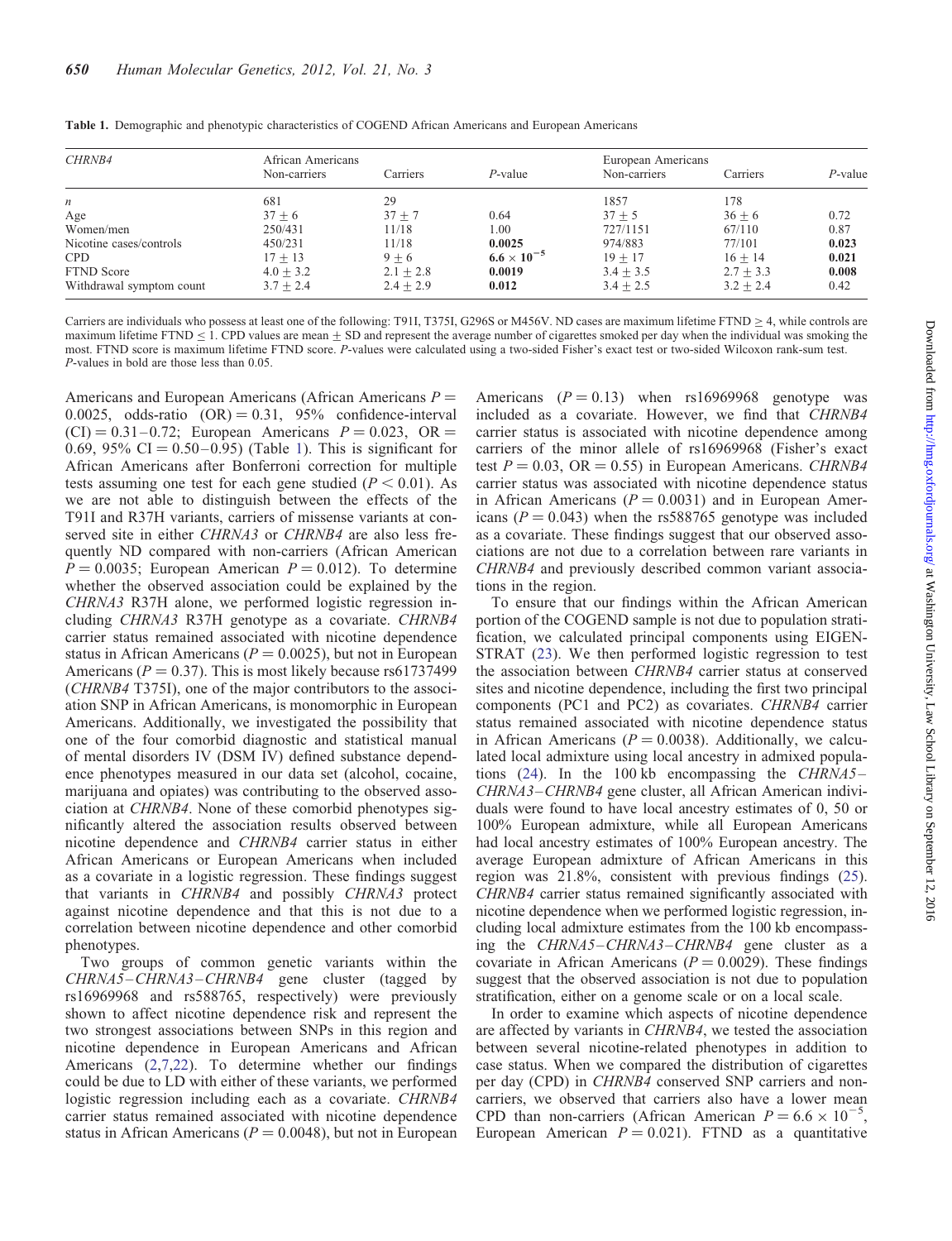**Table 1.** Demographic and phenotypic characteristics of COGEND African Americans and European Americans

| *CHRNB4* | African Americans Non-carriers | Carriers | *P*-value | European Americans Non-carriers | Carriers | *P*-value |
|---|---|---|---|---|---|---|
| *n* | 681 | 29 | | 1857 | 178 | |
| Age | $37 \pm 6$ | $37 \pm 7$ | 0.64 | $37 \pm 5$ | $36 \pm 6$ | 0.72 |
| Women/men | 250/431 | 11/18 | 1.00 | 727/1151 | 67/110 | 0.87 |
| Nicotine cases/controls | 450/231 | 11/18 | **0.0025** | 974/883 | 77/101 | **0.023** |
| CPD | $17 \pm 13$ | $9 \pm 6$ | $\mathbf{6.6 \times 10^{-5}}$ | $19 \pm 17$ | $16 \pm 14$ | **0.021** |
| FTND Score | $4.0 \pm 3.2$ | $2.1 \pm 2.8$ | **0.0019** | $3.4 \pm 3.5$ | $2.7 \pm 3.3$ | **0.008** |
| Withdrawal symptom count | $3.7 \pm 2.4$ | $2.4 \pm 2.9$ | **0.012** | $3.4 \pm 2.5$ | $3.2 \pm 2.4$ | 0.42 |

Carriers are individuals who possess at least one of the following: T91I, T375I, G296S or M456V. ND cases are maximum lifetime FTND $\geq 4$, while controls are maximum lifetime FTND $\leq 1$. CPD values are mean $\pm$ SD and represent the average number of cigarettes smoked per day when the individual was smoking the most. FTND score is maximum lifetime FTND score. *P*-values were calculated using a two-sided Fisher's exact test or two-sided Wilcoxon rank-sum test. *P*-values in bold are those less than 0.05.

Americans and European Americans (African Americans $P = 0.0025$, odds-ratio (OR) $= 0.31$, 95% confidence-interval (CI) $= 0.31$–$0.72$; European Americans $P = 0.023$, OR $= 0.69$, 95% CI $= 0.50$–$0.95$) (Table 1). This is significant for African Americans after Bonferroni correction for multiple tests assuming one test for each gene studied ($P < 0.01$). As we are not able to distinguish between the effects of the T91I and R37H variants, carriers of missense variants at conserved site in either *CHRNA3* or *CHRNB4* are also less frequently ND compared with non-carriers (African American $P = 0.0035$; European American $P = 0.012$). To determine whether the observed association could be explained by the *CHRNA3* R37H alone, we performed logistic regression including *CHRNA3* R37H genotype as a covariate. *CHRNB4* carrier status remained associated with nicotine dependence status in African Americans ($P = 0.0025$), but not in European Americans ($P = 0.37$). This is most likely because rs61737499 (*CHRNB4* T375I), one of the major contributors to the association SNP in African Americans, is monomorphic in European Americans. Additionally, we investigated the possibility that one of the four comorbid diagnostic and statistical manual of mental disorders IV (DSM IV) defined substance dependence phenotypes measured in our data set (alcohol, cocaine, marijuana and opiates) was contributing to the observed association at *CHRNB4*. None of these comorbid phenotypes significantly altered the association results observed between nicotine dependence and *CHRNB4* carrier status in either African Americans or European Americans when included as a covariate in a logistic regression. These findings suggest that variants in *CHRNB4* and possibly *CHRNA3* protect against nicotine dependence and that this is not due to a correlation between nicotine dependence and other comorbid phenotypes.

Two groups of common genetic variants within the *CHRNA5*–*CHRNA3*–*CHRNB4* gene cluster (tagged by rs16969968 and rs588765, respectively) were previously shown to affect nicotine dependence risk and represent the two strongest associations between SNPs in this region and nicotine dependence in European Americans and African Americans (2,7,22). To determine whether our findings could be due to LD with either of these variants, we performed logistic regression including each as a covariate. *CHRNB4* carrier status remained associated with nicotine dependence status in African Americans ($P = 0.0048$), but not in European Americans ($P = 0.13$) when rs16969968 genotype was included as a covariate. However, we find that *CHRNB4* carrier status is associated with nicotine dependence among carriers of the minor allele of rs16969968 (Fisher's exact test $P = 0.03$, OR $= 0.55$) in European Americans. *CHRNB4* carrier status was associated with nicotine dependence status in African Americans ($P = 0.0031$) and in European Americans ($P = 0.043$) when the rs588765 genotype was included as a covariate. These findings suggest that our observed associations are not due to a correlation between rare variants in *CHRNB4* and previously described common variant associations in the region.

To ensure that our findings within the African American portion of the COGEND sample is not due to population stratification, we calculated principal components using EIGENSTRAT (23). We then performed logistic regression to test the association between *CHRNB4* carrier status at conserved sites and nicotine dependence, including the first two principal components (PC1 and PC2) as covariates. *CHRNB4* carrier status remained associated with nicotine dependence status in African Americans ($P = 0.0038$). Additionally, we calculated local admixture using local ancestry in admixed populations (24). In the 100 kb encompassing the *CHRNA5*–*CHRNA3*–*CHRNB4* gene cluster, all African American individuals were found to have local ancestry estimates of 0, 50 or 100% European admixture, while all European Americans had local ancestry estimates of 100% European ancestry. The average European admixture of African Americans in this region was 21.8%, consistent with previous findings (25). *CHRNB4* carrier status remained significantly associated with nicotine dependence when we performed logistic regression, including local admixture estimates from the 100 kb encompassing the *CHRNA5*–*CHRNA3*–*CHRNB4* gene cluster as a covariate in African Americans ($P = 0.0029$). These findings suggest that the observed association is not due to population stratification, either on a genome scale or on a local scale.

In order to examine which aspects of nicotine dependence are affected by variants in *CHRNB4*, we tested the association between several nicotine-related phenotypes in addition to case status. When we compared the distribution of cigarettes per day (CPD) in *CHRNB4* conserved SNP carriers and non-carriers, we observed that carriers also have a lower mean CPD than non-carriers (African American $P = 6.6 \times 10^{-5}$, European American $P = 0.021$). FTND as a quantitative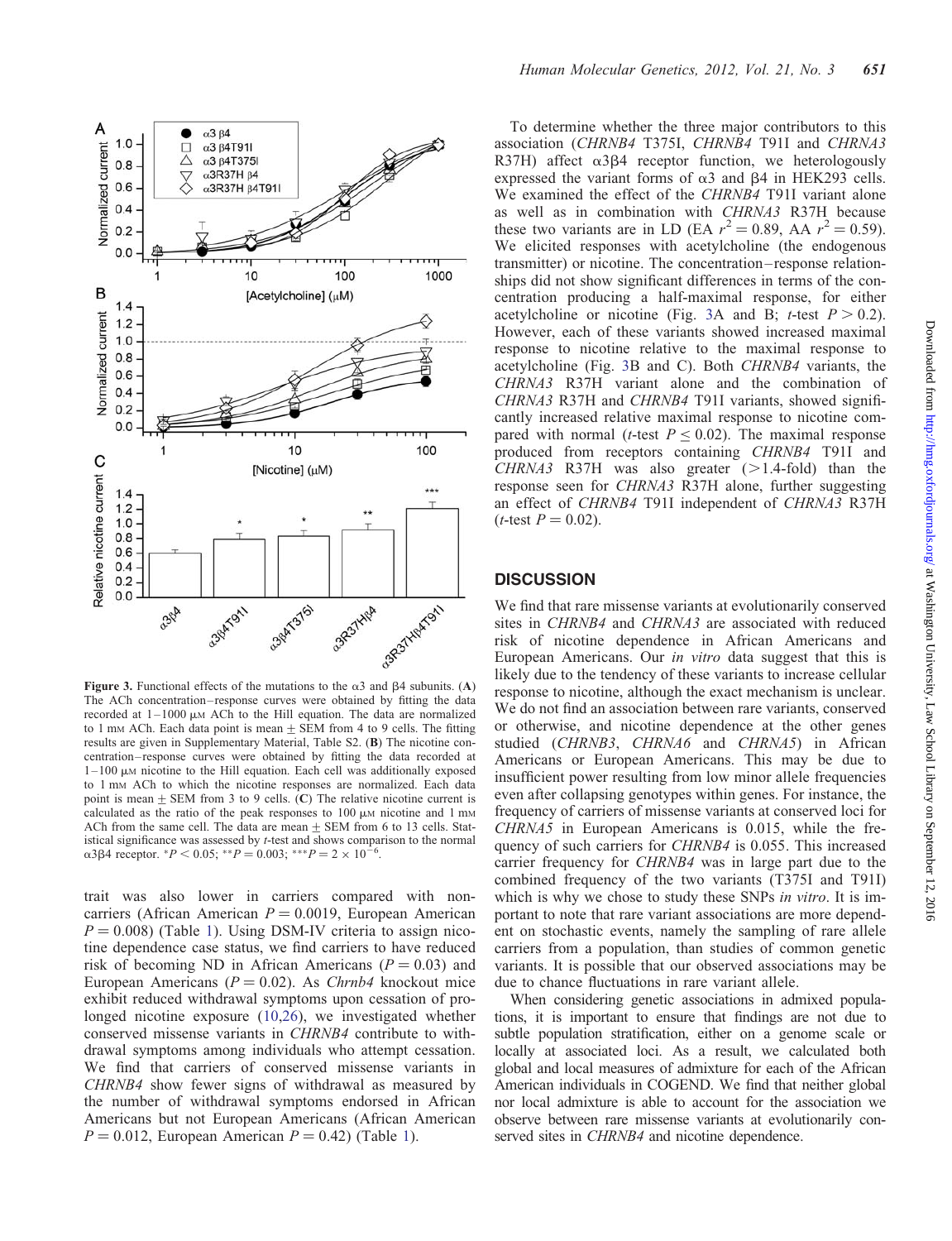Figure 3. Functional effects of the mutations to the α3 and β4 subunits. (**A**) The ACh concentration–response curves were obtained by fitting the data recorded at 1–1000 µM ACh to the Hill equation. The data are normalized to 1 mM ACh. Each data point is mean ± SEM from 4 to 9 cells. The fitting results are given in Supplementary Material, Table S2. (**B**) The nicotine concentration–response curves were obtained by fitting the data recorded at 1–100 µM nicotine to the Hill equation. Each cell was additionally exposed to 1 mM ACh to which the nicotine responses are normalized. Each data point is mean ± SEM from 3 to 9 cells. (**C**) The relative nicotine current is calculated as the ratio of the peak responses to 100 µM nicotine and 1 mM ACh from the same cell. The data are mean ± SEM from 6 to 13 cells. Statistical significance was assessed by *t*-test and shows comparison to the normal α3β4 receptor. \*$P < 0.05$; \*\*$P = 0.003$; \*\*\*$P = 2 \times 10^{-6}$.

trait was also lower in carriers compared with non-carriers (African American $P = 0.0019$, European American $P = 0.008$) (Table 1). Using DSM-IV criteria to assign nicotine dependence case status, we find carriers to have reduced risk of becoming ND in African Americans ($P = 0.03$) and European Americans ($P = 0.02$). As *Chrnb4* knockout mice exhibit reduced withdrawal symptoms upon cessation of prolonged nicotine exposure (10,26), we investigated whether conserved missense variants in *CHRNB4* contribute to withdrawal symptoms among individuals who attempt cessation. We find that carriers of conserved missense variants in *CHRNB4* show fewer signs of withdrawal as measured by the number of withdrawal symptoms endorsed in African Americans but not European Americans (African American $P = 0.012$, European American $P = 0.42$) (Table 1).

To determine whether the three major contributors to this association (*CHRNB4* T375I, *CHRNB4* T91I and *CHRNA3* R37H) affect α3β4 receptor function, we heterologously expressed the variant forms of α3 and β4 in HEK293 cells. We examined the effect of the *CHRNB4* T91I variant alone as well as in combination with *CHRNA3* R37H because these two variants are in LD (EA $r^2 = 0.89$, AA $r^2 = 0.59$). We elicited responses with acetylcholine (the endogenous transmitter) or nicotine. The concentration–response relationships did not show significant differences in terms of the concentration producing a half-maximal response, for either acetylcholine or nicotine (Fig. 3A and B; *t*-test $P > 0.2$). However, each of these variants showed increased maximal response to nicotine relative to the maximal response to acetylcholine (Fig. 3B and C). Both *CHRNB4* variants, the *CHRNA3* R37H variant alone and the combination of *CHRNA3* R37H and *CHRNB4* T91I variants, showed significantly increased relative maximal response to nicotine compared with normal (*t*-test $P \leq 0.02$). The maximal response produced from receptors containing *CHRNB4* T91I and *CHRNA3* R37H was also greater (>1.4-fold) than the response seen for *CHRNA3* R37H alone, further suggesting an effect of *CHRNB4* T91I independent of *CHRNA3* R37H (*t*-test $P = 0.02$).

## DISCUSSION

We find that rare missense variants at evolutionarily conserved sites in *CHRNB4* and *CHRNA3* are associated with reduced risk of nicotine dependence in African Americans and European Americans. Our *in vitro* data suggest that this is likely due to the tendency of these variants to increase cellular response to nicotine, although the exact mechanism is unclear. We do not find an association between rare variants, conserved or otherwise, and nicotine dependence at the other genes studied (*CHRNB3*, *CHRNA6* and *CHRNA5*) in African Americans or European Americans. This may be due to insufficient power resulting from low minor allele frequencies even after collapsing genotypes within genes. For instance, the frequency of carriers of missense variants at conserved loci for *CHRNA5* in European Americans is 0.015, while the frequency of such carriers for *CHRNB4* is 0.055. This increased carrier frequency for *CHRNB4* was in large part due to the combined frequency of the two variants (T375I and T91I) which is why we chose to study these SNPs *in vitro*. It is important to note that rare variant associations are more dependent on stochastic events, namely the sampling of rare allele carriers from a population, than studies of common genetic variants. It is possible that our observed associations may be due to chance fluctuations in rare variant allele.

When considering genetic associations in admixed populations, it is important to ensure that findings are not due to subtle population stratification, either on a genome scale or locally at associated loci. As a result, we calculated both global and local measures of admixture for each of the African American individuals in COGEND. We find that neither global nor local admixture is able to account for the association we observe between rare missense variants at evolutionarily conserved sites in *CHRNB4* and nicotine dependence.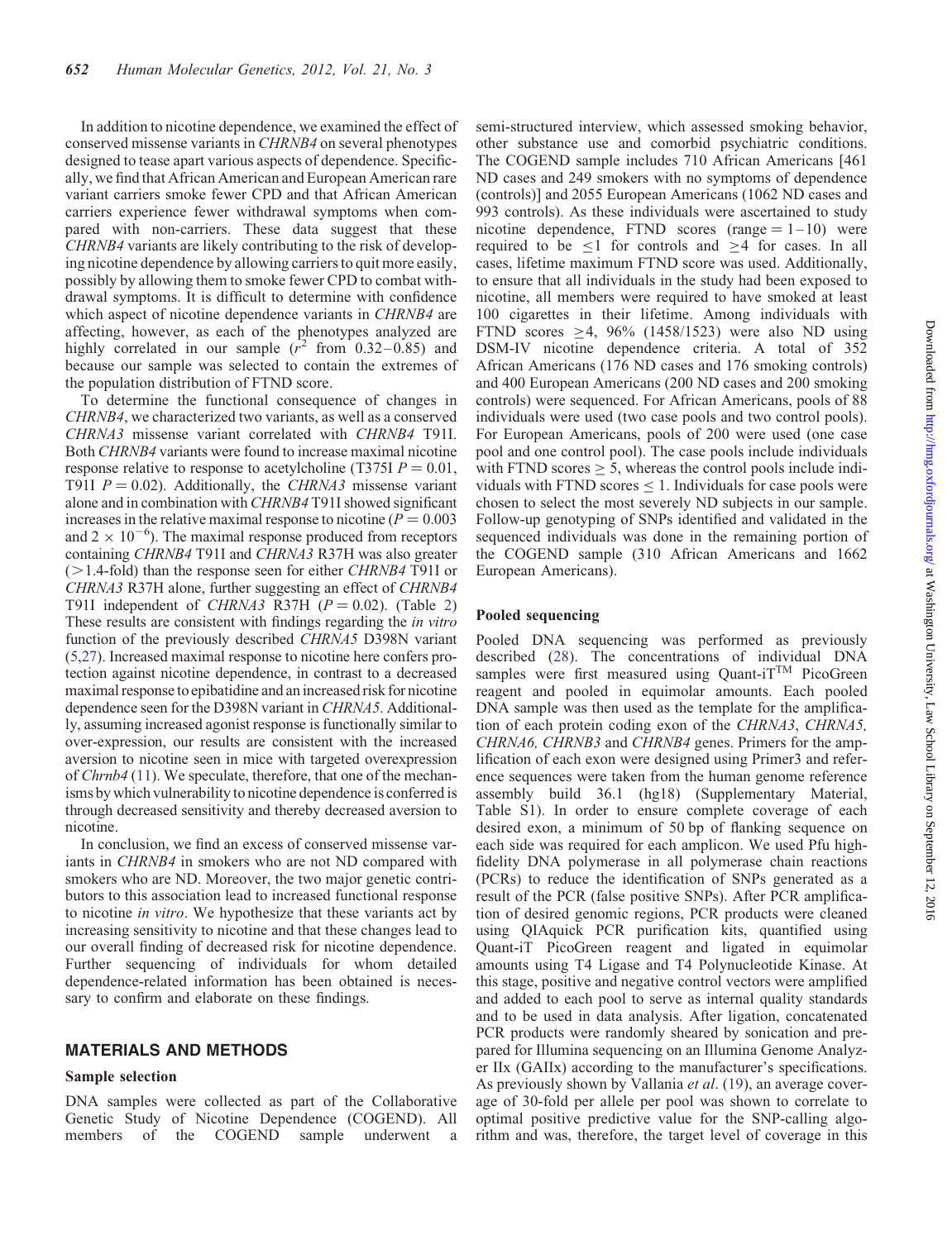In addition to nicotine dependence, we examined the effect of conserved missense variants in *CHRNB4* on several phenotypes designed to tease apart various aspects of dependence. Specifically, we find that African American and European American rare variant carriers smoke fewer CPD and that African American carriers experience fewer withdrawal symptoms when compared with non-carriers. These data suggest that these *CHRNB4* variants are likely contributing to the risk of developing nicotine dependence by allowing carriers to quit more easily, possibly by allowing them to smoke fewer CPD to combat withdrawal symptoms. It is difficult to determine with confidence which aspect of nicotine dependence variants in *CHRNB4* are affecting, however, as each of the phenotypes analyzed are highly correlated in our sample ($r^2$ from 0.32–0.85) and because our sample was selected to contain the extremes of the population distribution of FTND score.

To determine the functional consequence of changes in *CHRNB4*, we characterized two variants, as well as a conserved *CHRNA3* missense variant correlated with *CHRNB4* T91I. Both *CHRNB4* variants were found to increase maximal nicotine response relative to response to acetylcholine (T375I $P = 0.01$, T91I $P = 0.02$). Additionally, the *CHRNA3* missense variant alone and in combination with *CHRNB4* T91I showed significant increases in the relative maximal response to nicotine ($P = 0.003$ and $2 \times 10^{-6}$). The maximal response produced from receptors containing *CHRNB4* T91I and *CHRNA3* R37H was also greater (>1.4-fold) than the response seen for either *CHRNB4* T91I or *CHRNA3* R37H alone, further suggesting an effect of *CHRNB4* T91I independent of *CHRNA3* R37H ($P = 0.02$). (Table 2) These results are consistent with findings regarding the *in vitro* function of the previously described *CHRNA5* D398N variant (5,27). Increased maximal response to nicotine here confers protection against nicotine dependence, in contrast to a decreased maximal response to epibatidine and an increased risk for nicotine dependence seen for the D398N variant in *CHRNA5*. Additionally, assuming increased agonist response is functionally similar to over-expression, our results are consistent with the increased aversion to nicotine seen in mice with targeted overexpression of *Chrnb4* (11). We speculate, therefore, that one of the mechanisms by which vulnerability to nicotine dependence is conferred is through decreased sensitivity and thereby decreased aversion to nicotine.

In conclusion, we find an excess of conserved missense variants in *CHRNB4* in smokers who are not ND compared with smokers who are ND. Moreover, the two major genetic contributors to this association lead to increased functional response to nicotine *in vitro*. We hypothesize that these variants act by increasing sensitivity to nicotine and that these changes lead to our overall finding of decreased risk for nicotine dependence. Further sequencing of individuals for whom detailed dependence-related information has been obtained is necessary to confirm and elaborate on these findings.

## MATERIALS AND METHODS

### Sample selection

DNA samples were collected as part of the Collaborative Genetic Study of Nicotine Dependence (COGEND). All members of the COGEND sample underwent a semi-structured interview, which assessed smoking behavior, other substance use and comorbid psychiatric conditions. The COGEND sample includes 710 African Americans [461 ND cases and 249 smokers with no symptoms of dependence (controls)] and 2055 European Americans (1062 ND cases and 993 controls). As these individuals were ascertained to study nicotine dependence, FTND scores (range = 1–10) were required to be ≤1 for controls and ≥4 for cases. In all cases, lifetime maximum FTND score was used. Additionally, to ensure that all individuals in the study had been exposed to nicotine, all members were required to have smoked at least 100 cigarettes in their lifetime. Among individuals with FTND scores ≥4, 96% (1458/1523) were also ND using DSM-IV nicotine dependence criteria. A total of 352 African Americans (176 ND cases and 176 smoking controls) and 400 European Americans (200 ND cases and 200 smoking controls) were sequenced. For African Americans, pools of 88 individuals were used (two case pools and two control pools). For European Americans, pools of 200 were used (one case pool and one control pool). The case pools include individuals with FTND scores ≥ 5, whereas the control pools include individuals with FTND scores ≤ 1. Individuals for case pools were chosen to select the most severely ND subjects in our sample. Follow-up genotyping of SNPs identified and validated in the sequenced individuals was done in the remaining portion of the COGEND sample (310 African Americans and 1662 European Americans).

### Pooled sequencing

Pooled DNA sequencing was performed as previously described (28). The concentrations of individual DNA samples were first measured using Quant-iT™ PicoGreen reagent and pooled in equimolar amounts. Each pooled DNA sample was then used as the template for the amplification of each protein coding exon of the *CHRNA3*, *CHRNA5*, *CHRNA6*, *CHRNB3* and *CHRNB4* genes. Primers for the amplification of each exon were designed using Primer3 and reference sequences were taken from the human genome reference assembly build 36.1 (hg18) (Supplementary Material, Table S1). In order to ensure complete coverage of each desired exon, a minimum of 50 bp of flanking sequence on each side was required for each amplicon. We used Pfu high-fidelity DNA polymerase in all polymerase chain reactions (PCRs) to reduce the identification of SNPs generated as a result of the PCR (false positive SNPs). After PCR amplification of desired genomic regions, PCR products were cleaned using QIAquick PCR purification kits, quantified using Quant-iT PicoGreen reagent and ligated in equimolar amounts using T4 Ligase and T4 Polynucleotide Kinase. At this stage, positive and negative control vectors were amplified and added to each pool to serve as internal quality standards and to be used in data analysis. After ligation, concatenated PCR products were randomly sheared by sonication and prepared for Illumina sequencing on an Illumina Genome Analyzer IIx (GAIIx) according to the manufacturer's specifications. As previously shown by Vallania *et al*. (19), an average coverage of 30-fold per allele per pool was shown to correlate to optimal positive predictive value for the SNP-calling algorithm and was, therefore, the target level of coverage in this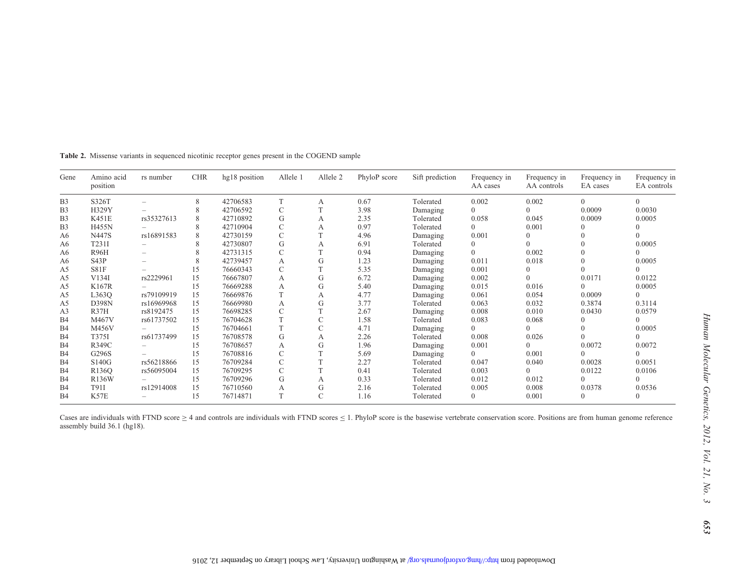**Table 2.** Missense variants in sequenced nicotinic receptor genes present in the COGEND sample

| Gene | Amino acid position | rs number | CHR | hg18 position | Allele 1 | Allele 2 | PhyloP score | Sift prediction | Frequency in AA cases | Frequency in AA controls | Frequency in EA cases | Frequency in EA controls |
|---|---|---|---|---|---|---|---|---|---|---|---|---|
| B3 | S326T | – | 8 | 42706583 | T | A | 0.67 | Tolerated | 0.002 | 0.002 | 0 | 0 |
| B3 | H329Y | – | 8 | 42706592 | C | T | 3.98 | Damaging | 0 | 0 | 0.0009 | 0.0030 |
| B3 | K451E | rs35327613 | 8 | 42710892 | G | A | 2.35 | Tolerated | 0.058 | 0.045 | 0.0009 | 0.0005 |
| B3 | H455N | – | 8 | 42710904 | C | A | 0.97 | Tolerated | 0 | 0.001 | 0 | 0 |
| A6 | N447S | rs16891583 | 8 | 42730159 | C | T | 4.96 | Damaging | 0.001 | 0 | 0 | 0 |
| A6 | T231I | – | 8 | 42730807 | G | A | 6.91 | Tolerated | 0 | 0 | 0 | 0.0005 |
| A6 | R96H | – | 8 | 42731315 | C | T | 0.94 | Damaging | 0 | 0.002 | 0 | 0 |
| A6 | S43P | – | 8 | 42739457 | A | G | 1.23 | Damaging | 0.011 | 0.018 | 0 | 0.0005 |
| A5 | S81F | – | 15 | 76660343 | C | T | 5.35 | Damaging | 0.001 | 0 | 0 | 0 |
| A5 | V134I | rs2229961 | 15 | 76667807 | A | G | 6.72 | Damaging | 0.002 | 0 | 0.0171 | 0.0122 |
| A5 | K167R | – | 15 | 76669288 | A | G | 5.40 | Damaging | 0.015 | 0.016 | 0 | 0.0005 |
| A5 | L363Q | rs79109919 | 15 | 76669876 | T | A | 4.77 | Damaging | 0.061 | 0.054 | 0.0009 | 0 |
| A5 | D398N | rs16969968 | 15 | 76669980 | A | G | 3.77 | Tolerated | 0.063 | 0.032 | 0.3874 | 0.3114 |
| A3 | R37H | rs8192475 | 15 | 76698285 | C | T | 2.67 | Damaging | 0.008 | 0.010 | 0.0430 | 0.0579 |
| B4 | M467V | rs61737502 | 15 | 76704628 | T | C | 1.58 | Tolerated | 0.083 | 0.068 | 0 | 0 |
| B4 | M456V | – | 15 | 76704661 | T | C | 4.71 | Damaging | 0 | 0 | 0 | 0.0005 |
| B4 | T375I | rs61737499 | 15 | 76708578 | G | A | 2.26 | Tolerated | 0.008 | 0.026 | 0 | 0 |
| B4 | R349C | – | 15 | 76708657 | A | G | 1.96 | Damaging | 0.001 | 0 | 0.0072 | 0.0072 |
| B4 | G296S | – | 15 | 76708816 | C | T | 5.69 | Damaging | 0 | 0.001 | 0 | 0 |
| B4 | S140G | rs56218866 | 15 | 76709284 | C | T | 2.27 | Tolerated | 0.047 | 0.040 | 0.0028 | 0.0051 |
| B4 | R136Q | rs56095004 | 15 | 76709295 | C | T | 0.41 | Tolerated | 0.003 | 0 | 0.0122 | 0.0106 |
| B4 | R136W | – | 15 | 76709296 | G | A | 0.33 | Tolerated | 0.012 | 0.012 | 0 | 0 |
| B4 | T91I | rs12914008 | 15 | 76710560 | A | G | 2.16 | Tolerated | 0.005 | 0.008 | 0.0378 | 0.0536 |
| B4 | K57E | – | 15 | 76714871 | T | C | 1.16 | Tolerated | 0 | 0.001 | 0 | 0 |

Cases are individuals with FTND score $\geq 4$ and controls are individuals with FTND scores $\leq 1$. PhyloP score is the basewise vertebrate conservation score. Positions are from human genome reference assembly build 36.1 (hg18).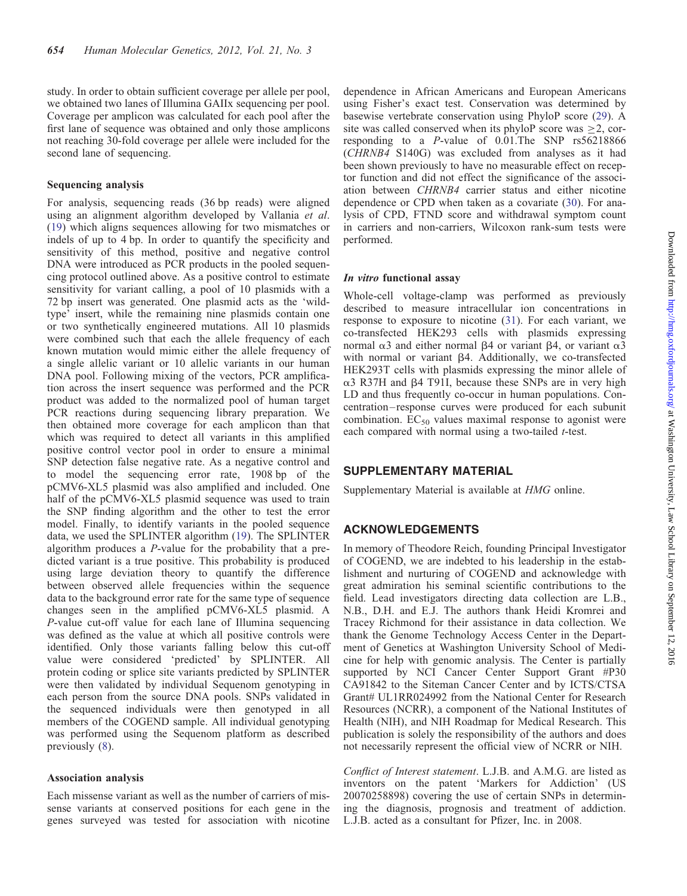study. In order to obtain sufficient coverage per allele per pool, we obtained two lanes of Illumina GAIIx sequencing per pool. Coverage per amplicon was calculated for each pool after the first lane of sequence was obtained and only those amplicons not reaching 30-fold coverage per allele were included for the second lane of sequencing.

### Sequencing analysis

For analysis, sequencing reads (36 bp reads) were aligned using an alignment algorithm developed by Vallania *et al*. (19) which aligns sequences allowing for two mismatches or indels of up to 4 bp. In order to quantify the specificity and sensitivity of this method, positive and negative control DNA were introduced as PCR products in the pooled sequencing protocol outlined above. As a positive control to estimate sensitivity for variant calling, a pool of 10 plasmids with a 72 bp insert was generated. One plasmid acts as the 'wild-type' insert, while the remaining nine plasmids contain one or two synthetically engineered mutations. All 10 plasmids were combined such that each the allele frequency of each known mutation would mimic either the allele frequency of a single allelic variant or 10 allelic variants in our human DNA pool. Following mixing of the vectors, PCR amplification across the insert sequence was performed and the PCR product was added to the normalized pool of human target PCR reactions during sequencing library preparation. We then obtained more coverage for each amplicon than that which was required to detect all variants in this amplified positive control vector pool in order to ensure a minimal SNP detection false negative rate. As a negative control and to model the sequencing error rate, 1908 bp of the pCMV6-XL5 plasmid was also amplified and included. One half of the pCMV6-XL5 plasmid sequence was used to train the SNP finding algorithm and the other to test the error model. Finally, to identify variants in the pooled sequence data, we used the SPLINTER algorithm (19). The SPLINTER algorithm produces a *P*-value for the probability that a predicted variant is a true positive. This probability is produced using large deviation theory to quantify the difference between observed allele frequencies within the sequence data to the background error rate for the same type of sequence changes seen in the amplified pCMV6-XL5 plasmid. A *P*-value cut-off value for each lane of Illumina sequencing was defined as the value at which all positive controls were identified. Only those variants falling below this cut-off value were considered 'predicted' by SPLINTER. All protein coding or splice site variants predicted by SPLINTER were then validated by individual Sequenom genotyping in each person from the source DNA pools. SNPs validated in the sequenced individuals were then genotyped in all members of the COGEND sample. All individual genotyping was performed using the Sequenom platform as described previously (8).

### Association analysis

Each missense variant as well as the number of carriers of missense variants at conserved positions for each gene in the genes surveyed was tested for association with nicotine dependence in African Americans and European Americans using Fisher's exact test. Conservation was determined by basewise vertebrate conservation using PhyloP score (29). A site was called conserved when its phyloP score was $\geq 2$, corresponding to a *P*-value of 0.01.The SNP rs56218866 (*CHRNB4* S140G) was excluded from analyses as it had been shown previously to have no measurable effect on receptor function and did not effect the significance of the association between *CHRNB4* carrier status and either nicotine dependence or CPD when taken as a covariate (30). For analysis of CPD, FTND score and withdrawal symptom count in carriers and non-carriers, Wilcoxon rank-sum tests were performed.

### *In vitro* functional assay

Whole-cell voltage-clamp was performed as previously described to measure intracellular ion concentrations in response to exposure to nicotine (31). For each variant, we co-transfected HEK293 cells with plasmids expressing normal $\alpha 3$ and either normal $\beta 4$ or variant $\beta 4$, or variant $\alpha 3$ with normal or variant $\beta 4$. Additionally, we co-transfected HEK293T cells with plasmids expressing the minor allele of $\alpha 3$ R37H and $\beta 4$ T91I, because these SNPs are in very high LD and thus frequently co-occur in human populations. Concentration–response curves were produced for each subunit combination. $EC_{50}$ values maximal response to agonist were each compared with normal using a two-tailed *t*-test.

## SUPPLEMENTARY MATERIAL

Supplementary Material is available at *HMG* online.

## ACKNOWLEDGEMENTS

In memory of Theodore Reich, founding Principal Investigator of COGEND, we are indebted to his leadership in the establishment and nurturing of COGEND and acknowledge with great admiration his seminal scientific contributions to the field. Lead investigators directing data collection are L.B., N.B., D.H. and E.J. The authors thank Heidi Kromrei and Tracey Richmond for their assistance in data collection. We thank the Genome Technology Access Center in the Department of Genetics at Washington University School of Medicine for help with genomic analysis. The Center is partially supported by NCI Cancer Center Support Grant #P30 CA91842 to the Siteman Cancer Center and by ICTS/CTSA Grant# UL1RR024992 from the National Center for Research Resources (NCRR), a component of the National Institutes of Health (NIH), and NIH Roadmap for Medical Research. This publication is solely the responsibility of the authors and does not necessarily represent the official view of NCRR or NIH.

*Conflict of Interest statement*. L.J.B. and A.M.G. are listed as inventors on the patent 'Markers for Addiction' (US 20070258898) covering the use of certain SNPs in determining the diagnosis, prognosis and treatment of addiction. L.J.B. acted as a consultant for Pfizer, Inc. in 2008.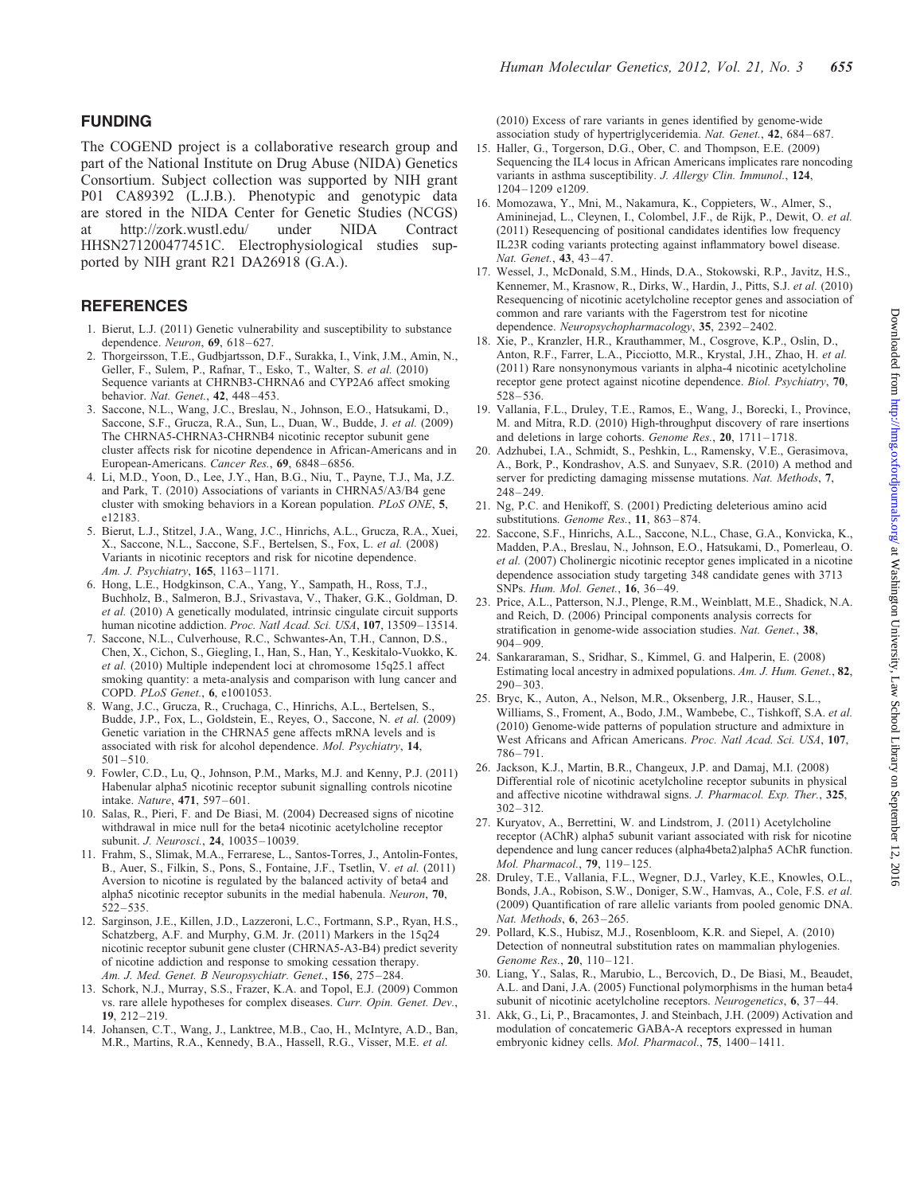## FUNDING

The COGEND project is a collaborative research group and part of the National Institute on Drug Abuse (NIDA) Genetics Consortium. Subject collection was supported by NIH grant P01 CA89392 (L.J.B.). Phenotypic and genotypic data are stored in the NIDA Center for Genetic Studies (NCGS) at http://zork.wustl.edu/ under NIDA Contract HHSN271200477451C. Electrophysiological studies supported by NIH grant R21 DA26918 (G.A.).

## REFERENCES

1. Bierut, L.J. (2011) Genetic vulnerability and susceptibility to substance dependence. *Neuron*, **69**, 618–627.
2. Thorgeirsson, T.E., Gudbjartsson, D.F., Surakka, I., Vink, J.M., Amin, N., Geller, F., Sulem, P., Rafnar, T., Esko, T., Walter, S. *et al.* (2010) Sequence variants at CHRNB3-CHRNA6 and CYP2A6 affect smoking behavior. *Nat. Genet.*, **42**, 448–453.
3. Saccone, N.L., Wang, J.C., Breslau, N., Johnson, E.O., Hatsukami, D., Saccone, S.F., Grucza, R.A., Sun, L., Duan, W., Budde, J. *et al.* (2009) The CHRNA5-CHRNA3-CHRNB4 nicotinic receptor subunit gene cluster affects risk for nicotine dependence in African-Americans and in European-Americans. *Cancer Res.*, **69**, 6848–6856.
4. Li, M.D., Yoon, D., Lee, J.Y., Han, B.G., Niu, T., Payne, T.J., Ma, J.Z. and Park, T. (2010) Associations of variants in CHRNA5/A3/B4 gene cluster with smoking behaviors in a Korean population. *PLoS ONE*, **5**, e12183.
5. Bierut, L.J., Stitzel, J.A., Wang, J.C., Hinrichs, A.L., Grucza, R.A., Xuei, X., Saccone, N.L., Saccone, S.F., Bertelsen, S., Fox, L. *et al.* (2008) Variants in nicotinic receptors and risk for nicotine dependence. *Am. J. Psychiatry*, **165**, 1163–1171.
6. Hong, L.E., Hodgkinson, C.A., Yang, Y., Sampath, H., Ross, T.J., Buchholz, B., Salmeron, B.J., Srivastava, V., Thaker, G.K., Goldman, D. *et al.* (2010) A genetically modulated, intrinsic cingulate circuit supports human nicotine addiction. *Proc. Natl Acad. Sci. USA*, **107**, 13509–13514.
7. Saccone, N.L., Culverhouse, R.C., Schwantes-An, T.H., Cannon, D.S., Chen, X., Cichon, S., Giegling, I., Han, S., Han, Y., Keskitalo-Vuokko, K. *et al.* (2010) Multiple independent loci at chromosome 15q25.1 affect smoking quantity: a meta-analysis and comparison with lung cancer and COPD. *PLoS Genet.*, **6**, e1001053.
8. Wang, J.C., Grucza, R., Cruchaga, C., Hinrichs, A.L., Bertelsen, S., Budde, J.P., Fox, L., Goldstein, E., Reyes, O., Saccone, N. *et al.* (2009) Genetic variation in the CHRNA5 gene affects mRNA levels and is associated with risk for alcohol dependence. *Mol. Psychiatry*, **14**, 501–510.
9. Fowler, C.D., Lu, Q., Johnson, P.M., Marks, M.J. and Kenny, P.J. (2011) Habenular alpha5 nicotinic receptor subunit signalling controls nicotine intake. *Nature*, **471**, 597–601.
10. Salas, R., Pieri, F. and De Biasi, M. (2004) Decreased signs of nicotine withdrawal in mice null for the beta4 nicotinic acetylcholine receptor subunit. *J. Neurosci.*, **24**, 10035–10039.
11. Frahm, S., Slimak, M.A., Ferrarese, L., Santos-Torres, J., Antolin-Fontes, B., Auer, S., Filkin, S., Pons, S., Fontaine, J.F., Tsetlin, V. *et al.* (2011) Aversion to nicotine is regulated by the balanced activity of beta4 and alpha5 nicotinic receptor subunits in the medial habenula. *Neuron*, **70**, 522–535.
12. Sarginson, J.E., Killen, J.D., Lazzeroni, L.C., Fortmann, S.P., Ryan, H.S., Schatzberg, A.F. and Murphy, G.M. Jr. (2011) Markers in the 15q24 nicotinic receptor subunit gene cluster (CHRNA5-A3-B4) predict severity of nicotine addiction and response to smoking cessation therapy. *Am. J. Med. Genet. B Neuropsychiatr. Genet.*, **156**, 275–284.
13. Schork, N.J., Murray, S.S., Frazer, K.A. and Topol, E.J. (2009) Common vs. rare allele hypotheses for complex diseases. *Curr. Opin. Genet. Dev.*, **19**, 212–219.
14. Johansen, C.T., Wang, J., Lanktree, M.B., Cao, H., McIntyre, A.D., Ban, M.R., Martins, R.A., Kennedy, B.A., Hassell, R.G., Visser, M.E. *et al.* (2010) Excess of rare variants in genes identified by genome-wide association study of hypertriglyceridemia. *Nat. Genet.*, **42**, 684–687.
15. Haller, G., Torgerson, D.G., Ober, C. and Thompson, E.E. (2009) Sequencing the IL4 locus in African Americans implicates rare noncoding variants in asthma susceptibility. *J. Allergy Clin. Immunol.*, **124**, 1204–1209 e1209.
16. Momozawa, Y., Mni, M., Nakamura, K., Coppieters, W., Almer, S., Amininejad, L., Cleynen, I., Colombel, J.F., de Rijk, P., Dewit, O. *et al.* (2011) Resequencing of positional candidates identifies low frequency IL23R coding variants protecting against inflammatory bowel disease. *Nat. Genet.*, **43**, 43–47.
17. Wessel, J., McDonald, S.M., Hinds, D.A., Stokowski, R.P., Javitz, H.S., Kennemer, M., Krasnow, R., Dirks, W., Hardin, J., Pitts, S.J. *et al.* (2010) Resequencing of nicotinic acetylcholine receptor genes and association of common and rare variants with the Fagerstrom test for nicotine dependence. *Neuropsychopharmacology*, **35**, 2392–2402.
18. Xie, P., Kranzler, H.R., Krauthammer, M., Cosgrove, K.P., Oslin, D., Anton, R.F., Farrer, L.A., Picciotto, M.R., Krystal, J.H., Zhao, H. *et al.* (2011) Rare nonsynonymous variants in alpha-4 nicotinic acetylcholine receptor gene protect against nicotine dependence. *Biol. Psychiatry*, **70**, 528–536.
19. Vallania, F.L., Druley, T.E., Ramos, E., Wang, J., Borecki, I., Province, M. and Mitra, R.D. (2010) High-throughput discovery of rare insertions and deletions in large cohorts. *Genome Res.*, **20**, 1711–1718.
20. Adzhubei, I.A., Schmidt, S., Peshkin, L., Ramensky, V.E., Gerasimova, A., Bork, P., Kondrashov, A.S. and Sunyaev, S.R. (2010) A method and server for predicting damaging missense mutations. *Nat. Methods*, **7**, 248–249.
21. Ng, P.C. and Henikoff, S. (2001) Predicting deleterious amino acid substitutions. *Genome Res.*, **11**, 863–874.
22. Saccone, S.F., Hinrichs, A.L., Saccone, N.L., Chase, G.A., Konvicka, K., Madden, P.A., Breslau, N., Johnson, E.O., Hatsukami, D., Pomerleau, O. *et al.* (2007) Cholinergic nicotinic receptor genes implicated in a nicotine dependence association study targeting 348 candidate genes with 3713 SNPs. *Hum. Mol. Genet.*, **16**, 36–49.
23. Price, A.L., Patterson, N.J., Plenge, R.M., Weinblatt, M.E., Shadick, N.A. and Reich, D. (2006) Principal components analysis corrects for stratification in genome-wide association studies. *Nat. Genet.*, **38**, 904–909.
24. Sankararaman, S., Sridhar, S., Kimmel, G. and Halperin, E. (2008) Estimating local ancestry in admixed populations. *Am. J. Hum. Genet.*, **82**, 290–303.
25. Bryc, K., Auton, A., Nelson, M.R., Oksenberg, J.R., Hauser, S.L., Williams, S., Froment, A., Bodo, J.M., Wambebe, C., Tishkoff, S.A. *et al.* (2010) Genome-wide patterns of population structure and admixture in West Africans and African Americans. *Proc. Natl Acad. Sci. USA*, **107**, 786–791.
26. Jackson, K.J., Martin, B.R., Changeux, J.P. and Damaj, M.I. (2008) Differential role of nicotinic acetylcholine receptor subunits in physical and affective nicotine withdrawal signs. *J. Pharmacol. Exp. Ther.*, **325**, 302–312.
27. Kuryatov, A., Berrettini, W. and Lindstrom, J. (2011) Acetylcholine receptor (AChR) alpha5 subunit variant associated with risk for nicotine dependence and lung cancer reduces (alpha4beta2)alpha5 AChR function. *Mol. Pharmacol.*, **79**, 119–125.
28. Druley, T.E., Vallania, F.L., Wegner, D.J., Varley, K.E., Knowles, O.L., Bonds, J.A., Robison, S.W., Doniger, S.W., Hamvas, A., Cole, F.S. *et al.* (2009) Quantification of rare allelic variants from pooled genomic DNA. *Nat. Methods*, **6**, 263–265.
29. Pollard, K.S., Hubisz, M.J., Rosenbloom, K.R. and Siepel, A. (2010) Detection of nonneutral substitution rates on mammalian phylogenies. *Genome Res.*, **20**, 110–121.
30. Liang, Y., Salas, R., Marubio, L., Bercovich, D., De Biasi, M., Beaudet, A.L. and Dani, J.A. (2005) Functional polymorphisms in the human beta4 subunit of nicotinic acetylcholine receptors. *Neurogenetics*, **6**, 37–44.
31. Akk, G., Li, P., Bracamontes, J. and Steinbach, J.H. (2009) Activation and modulation of concatemeric GABA-A receptors expressed in human embryonic kidney cells. *Mol. Pharmacol.*, **75**, 1400–1411.